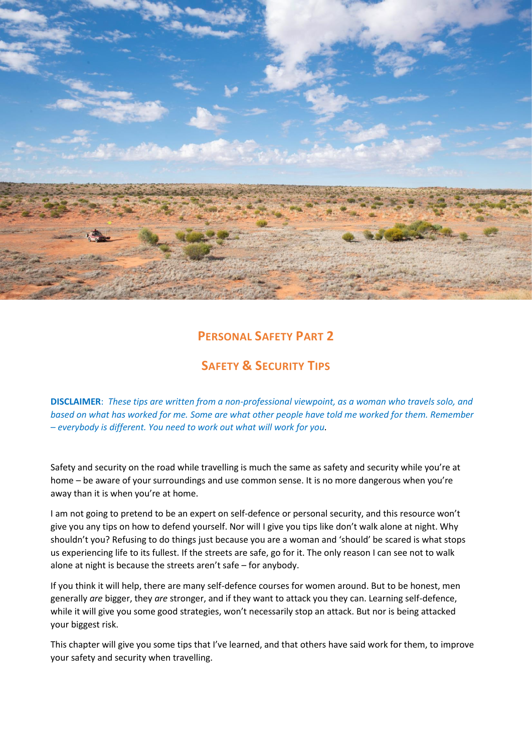## Personal Safety Part 2

## Safety & Security Tips

**DISCLAIMER**: *These tips are written from a non-professional viewpoint, as a woman who travels solo, and based on what has worked for me. Some are what other people have told me worked for them. Remember – everybody is different. You need to work out what will work for you*.

Safety and security on the road while travelling is much the same as safety and security while you're at home – be aware of your surroundings and use common sense. It is no more dangerous when you're away than it is when you're at home.

I am not going to pretend to be an expert on self-defence or personal security, and this resource won't give you any tips on how to defend yourself. Nor will I give you tips like don't walk alone at night. Why shouldn't you? Refusing to do things just because you are a woman and 'should' be scared is what stops us experiencing life to its fullest. If the streets are safe, go for it. The only reason I can see not to walk alone at night is because the streets aren't safe – for anybody.

If you think it will help, there are many self-defence courses for women around. But to be honest, men generally *are* bigger, they *are* stronger, and if they want to attack you they can. Learning self-defence, while it will give you some good strategies, won't necessarily stop an attack. But nor is being attacked your biggest risk.

This chapter will give you some tips that I've learned, and that others have said work for them, to improve your safety and security when travelling.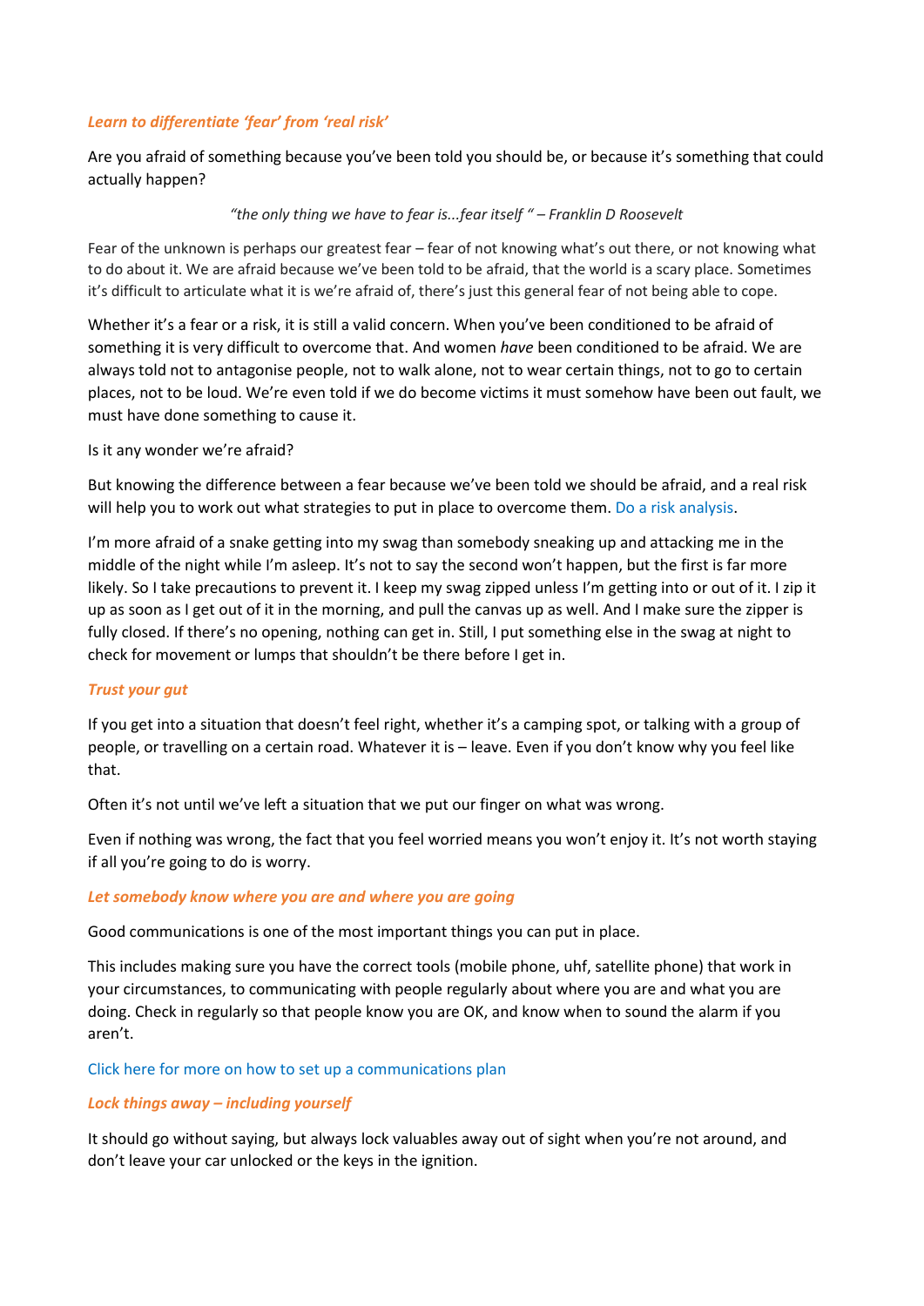### *Learn to differentiate 'fear' from 'real risk'*

Are you afraid of something because you've been told you should be, or because it's something that could actually happen?

*"the only thing we have to fear is...fear itself " – Franklin D Roosevelt*

Fear of the unknown is perhaps our greatest fear – fear of not knowing what's out there, or not knowing what to do about it. We are afraid because we've been told to be afraid, that the world is a scary place. Sometimes it's difficult to articulate what it is we're afraid of, there's just this general fear of not being able to cope.

Whether it's a fear or a risk, it is still a valid concern. When you've been conditioned to be afraid of something it is very difficult to overcome that. And women *have* been conditioned to be afraid. We are always told not to antagonise people, not to walk alone, not to wear certain things, not to go to certain places, not to be loud. We're even told if we do become victims it must somehow have been out fault, we must have done something to cause it.

Is it any wonder we're afraid?

But knowing the difference between a fear because we've been told we should be afraid, and a real risk will help you to work out what strategies to put in place to overcome them. Do a risk analysis.

I'm more afraid of a snake getting into my swag than somebody sneaking up and attacking me in the middle of the night while I'm asleep. It's not to say the second won't happen, but the first is far more likely. So I take precautions to prevent it. I keep my swag zipped unless I'm getting into or out of it. I zip it up as soon as I get out of it in the morning, and pull the canvas up as well. And I make sure the zipper is fully closed. If there's no opening, nothing can get in. Still, I put something else in the swag at night to check for movement or lumps that shouldn't be there before I get in.

### *Trust your gut*

If you get into a situation that doesn't feel right, whether it's a camping spot, or talking with a group of people, or travelling on a certain road. Whatever it is – leave. Even if you don't know why you feel like that.

Often it's not until we've left a situation that we put our finger on what was wrong.

Even if nothing was wrong, the fact that you feel worried means you won't enjoy it. It's not worth staying if all you're going to do is worry.

### *Let somebody know where you are and where you are going*

Good communications is one of the most important things you can put in place.

This includes making sure you have the correct tools (mobile phone, uhf, satellite phone) that work in your circumstances, to communicating with people regularly about where you are and what you are doing. Check in regularly so that people know you are OK, and know when to sound the alarm if you aren't.

Click here for more on how to set up a communications plan

### *Lock things away – including yourself*

It should go without saying, but always lock valuables away out of sight when you're not around, and don't leave your car unlocked or the keys in the ignition.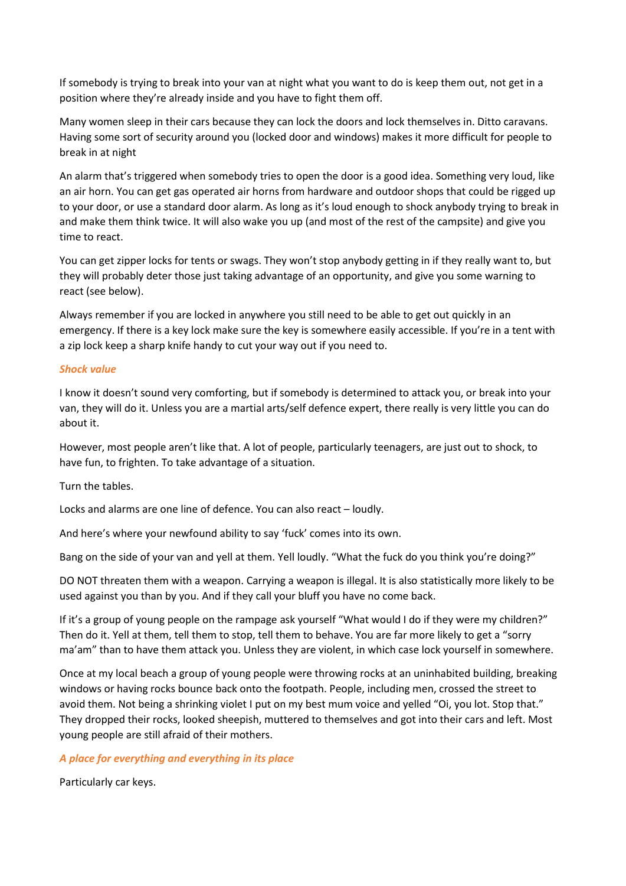If somebody is trying to break into your van at night what you want to do is keep them out, not get in a position where they're already inside and you have to fight them off.

Many women sleep in their cars because they can lock the doors and lock themselves in. Ditto caravans. Having some sort of security around you (locked door and windows) makes it more difficult for people to break in at night

An alarm that's triggered when somebody tries to open the door is a good idea. Something very loud, like an air horn. You can get gas operated air horns from hardware and outdoor shops that could be rigged up to your door, or use a standard door alarm. As long as it's loud enough to shock anybody trying to break in and make them think twice. It will also wake you up (and most of the rest of the campsite) and give you time to react.

You can get zipper locks for tents or swags. They won't stop anybody getting in if they really want to, but they will probably deter those just taking advantage of an opportunity, and give you some warning to react (see below).

Always remember if you are locked in anywhere you still need to be able to get out quickly in an emergency. If there is a key lock make sure the key is somewhere easily accessible. If you're in a tent with a zip lock keep a sharp knife handy to cut your way out if you need to.

### *Shock value*

I know it doesn't sound very comforting, but if somebody is determined to attack you, or break into your van, they will do it. Unless you are a martial arts/self defence expert, there really is very little you can do about it.

However, most people aren't like that. A lot of people, particularly teenagers, are just out to shock, to have fun, to frighten. To take advantage of a situation.

Turn the tables.

Locks and alarms are one line of defence. You can also react – loudly.

And here's where your newfound ability to say 'fuck' comes into its own.

Bang on the side of your van and yell at them. Yell loudly. "What the fuck do you think you're doing?"

DO NOT threaten them with a weapon. Carrying a weapon is illegal. It is also statistically more likely to be used against you than by you. And if they call your bluff you have no come back.

If it's a group of young people on the rampage ask yourself "What would I do if they were my children?" Then do it. Yell at them, tell them to stop, tell them to behave. You are far more likely to get a "sorry ma'am" than to have them attack you. Unless they are violent, in which case lock yourself in somewhere.

Once at my local beach a group of young people were throwing rocks at an uninhabited building, breaking windows or having rocks bounce back onto the footpath. People, including men, crossed the street to avoid them. Not being a shrinking violet I put on my best mum voice and yelled "Oi, you lot. Stop that." They dropped their rocks, looked sheepish, muttered to themselves and got into their cars and left. Most young people are still afraid of their mothers.

### *A place for everything and everything in its place*

Particularly car keys.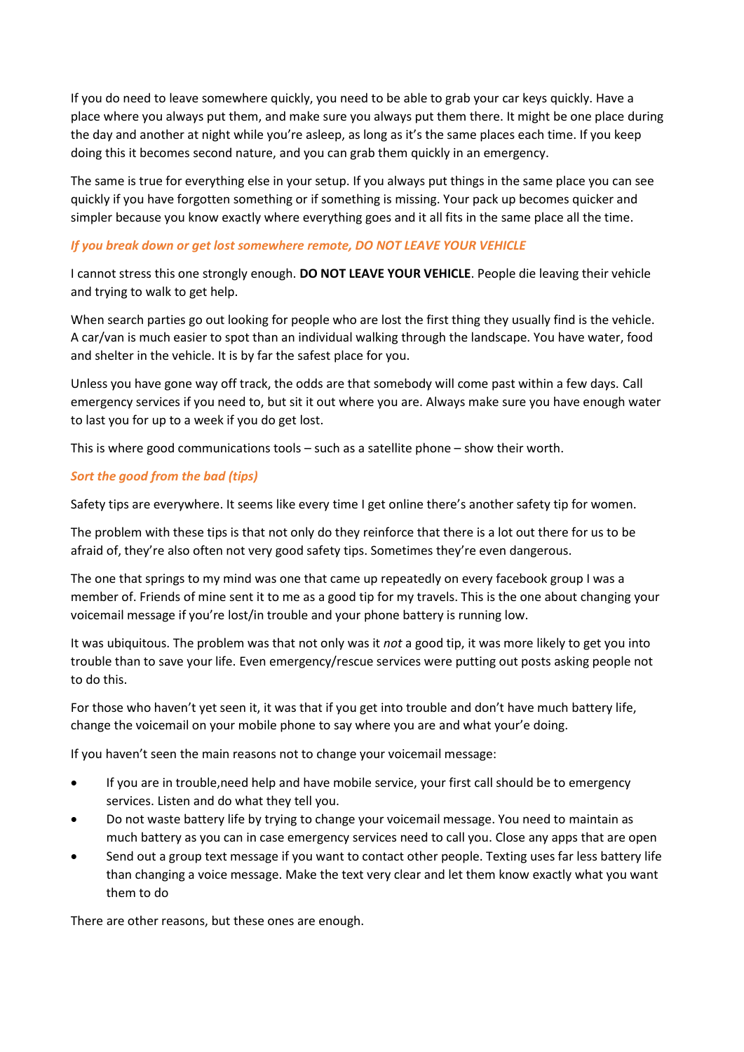If you do need to leave somewhere quickly, you need to be able to grab your car keys quickly. Have a place where you always put them, and make sure you always put them there. It might be one place during the day and another at night while you're asleep, as long as it's the same places each time. If you keep doing this it becomes second nature, and you can grab them quickly in an emergency.

The same is true for everything else in your setup. If you always put things in the same place you can see quickly if you have forgotten something or if something is missing. Your pack up becomes quicker and simpler because you know exactly where everything goes and it all fits in the same place all the time.

### *If you break down or get lost somewhere remote, DO NOT LEAVE YOUR VEHICLE*

I cannot stress this one strongly enough. **DO NOT LEAVE YOUR VEHICLE**. People die leaving their vehicle and trying to walk to get help.

When search parties go out looking for people who are lost the first thing they usually find is the vehicle. A car/van is much easier to spot than an individual walking through the landscape. You have water, food and shelter in the vehicle. It is by far the safest place for you.

Unless you have gone way off track, the odds are that somebody will come past within a few days. Call emergency services if you need to, but sit it out where you are. Always make sure you have enough water to last you for up to a week if you do get lost.

This is where good communications tools – such as a satellite phone – show their worth.

### *Sort the good from the bad (tips)*

Safety tips are everywhere. It seems like every time I get online there's another safety tip for women.

The problem with these tips is that not only do they reinforce that there is a lot out there for us to be afraid of, they're also often not very good safety tips. Sometimes they're even dangerous.

The one that springs to my mind was one that came up repeatedly on every facebook group I was a member of. Friends of mine sent it to me as a good tip for my travels. This is the one about changing your voicemail message if you're lost/in trouble and your phone battery is running low.

It was ubiquitous. The problem was that not only was it *not* a good tip, it was more likely to get you into trouble than to save your life. Even emergency/rescue services were putting out posts asking people not to do this.

For those who haven't yet seen it, it was that if you get into trouble and don't have much battery life, change the voicemail on your mobile phone to say where you are and what your'e doing.

If you haven't seen the main reasons not to change your voicemail message:

- If you are in trouble,need help and have mobile service, your first call should be to emergency services. Listen and do what they tell you.
- Do not waste battery life by trying to change your voicemail message. You need to maintain as much battery as you can in case emergency services need to call you. Close any apps that are open
- Send out a group text message if you want to contact other people. Texting uses far less battery life than changing a voice message. Make the text very clear and let them know exactly what you want them to do

There are other reasons, but these ones are enough.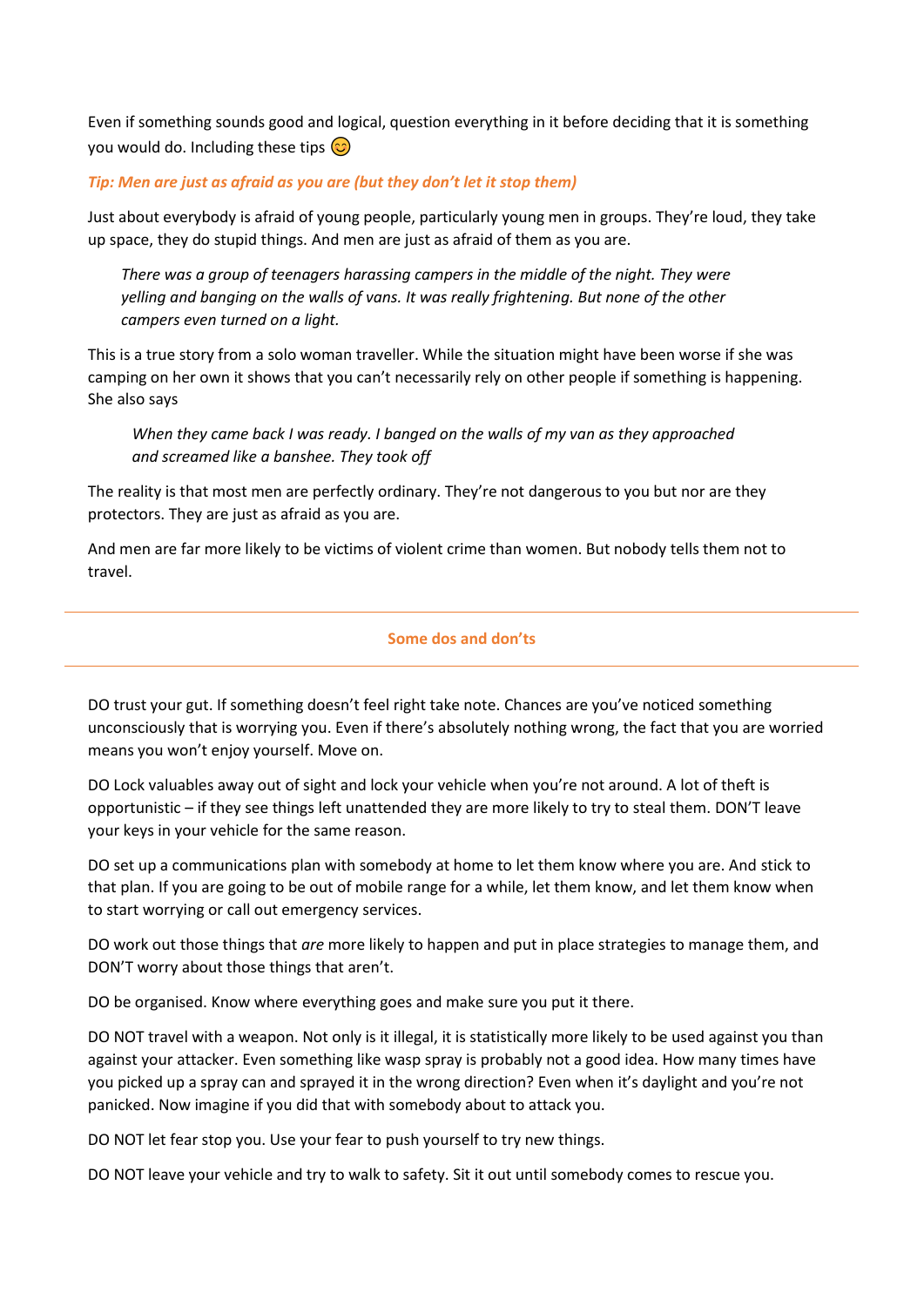Even if something sounds good and logical, question everything in it before deciding that it is something you would do. Including these tips 😊

*Tip: Men are just as afraid as you are (but they don't let it stop them)*

Just about everybody is afraid of young people, particularly young men in groups. They're loud, they take up space, they do stupid things. And men are just as afraid of them as you are.

> *There was a group of teenagers harassing campers in the middle of the night. They were yelling and banging on the walls of vans. It was really frightening. But none of the other campers even turned on a light.*

This is a true story from a solo woman traveller. While the situation might have been worse if she was camping on her own it shows that you can't necessarily rely on other people if something is happening. She also says

> *When they came back I was ready. I banged on the walls of my van as they approached and screamed like a banshee. They took off*

The reality is that most men are perfectly ordinary. They're not dangerous to you but nor are they protectors. They are just as afraid as you are.

And men are far more likely to be victims of violent crime than women. But nobody tells them not to travel.

---

## Some dos and don'ts

---

DO trust your gut. If something doesn't feel right take note. Chances are you've noticed something unconsciously that is worrying you. Even if there's absolutely nothing wrong, the fact that you are worried means you won't enjoy yourself. Move on.

DO Lock valuables away out of sight and lock your vehicle when you're not around. A lot of theft is opportunistic – if they see things left unattended they are more likely to try to steal them. DON'T leave your keys in your vehicle for the same reason.

DO set up a communications plan with somebody at home to let them know where you are. And stick to that plan. If you are going to be out of mobile range for a while, let them know, and let them know when to start worrying or call out emergency services.

DO work out those things that *are* more likely to happen and put in place strategies to manage them, and DON'T worry about those things that aren't.

DO be organised. Know where everything goes and make sure you put it there.

DO NOT travel with a weapon. Not only is it illegal, it is statistically more likely to be used against you than against your attacker. Even something like wasp spray is probably not a good idea. How many times have you picked up a spray can and sprayed it in the wrong direction? Even when it's daylight and you're not panicked. Now imagine if you did that with somebody about to attack you.

DO NOT let fear stop you. Use your fear to push yourself to try new things.

DO NOT leave your vehicle and try to walk to safety. Sit it out until somebody comes to rescue you.